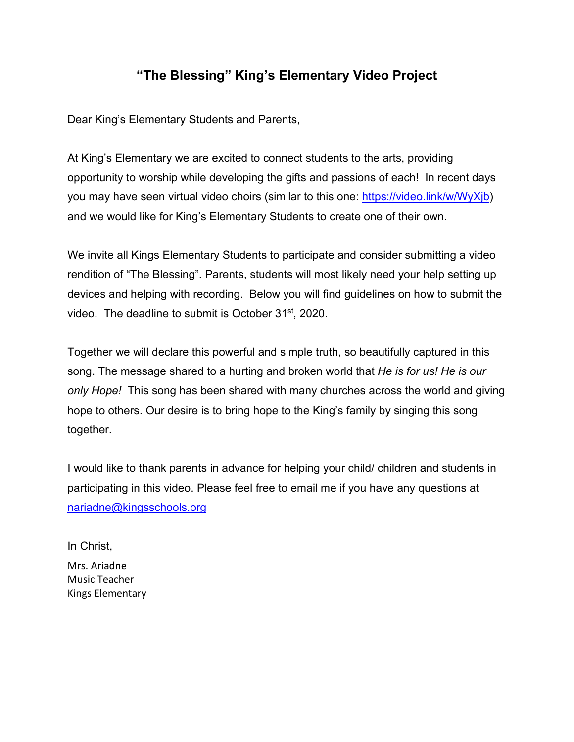# "The Blessing" King's Elementary Video Project

Dear King's Elementary Students and Parents,

At King's Elementary we are excited to connect students to the arts, providing opportunity to worship while developing the gifts and passions of each! In recent days you may have seen virtual video choirs (similar to this one: [https://video.link/w/WyXjb](https://video.link/w/WyXjb)) and we would like for King's Elementary Students to create one of their own.

We invite all Kings Elementary Students to participate and consider submitting a video rendition of "The Blessing". Parents, students will most likely need your help setting up devices and helping with recording. Below you will find guidelines on how to submit the video. The deadline to submit is October 31st, 2020.

Together we will declare this powerful and simple truth, so beautifully captured in this song. The message shared to a hurting and broken world that *He is for us! He is our only Hope!* This song has been shared with many churches across the world and giving hope to others. Our desire is to bring hope to the King's family by singing this song together.

I would like to thank parents in advance for helping your child/ children and students in participating in this video. Please feel free to email me if you have any questions at [nariadne@kingsschools.org](mailto:nariadne@kingsschools.org)

In Christ,

Mrs. Ariadne
Music Teacher
Kings Elementary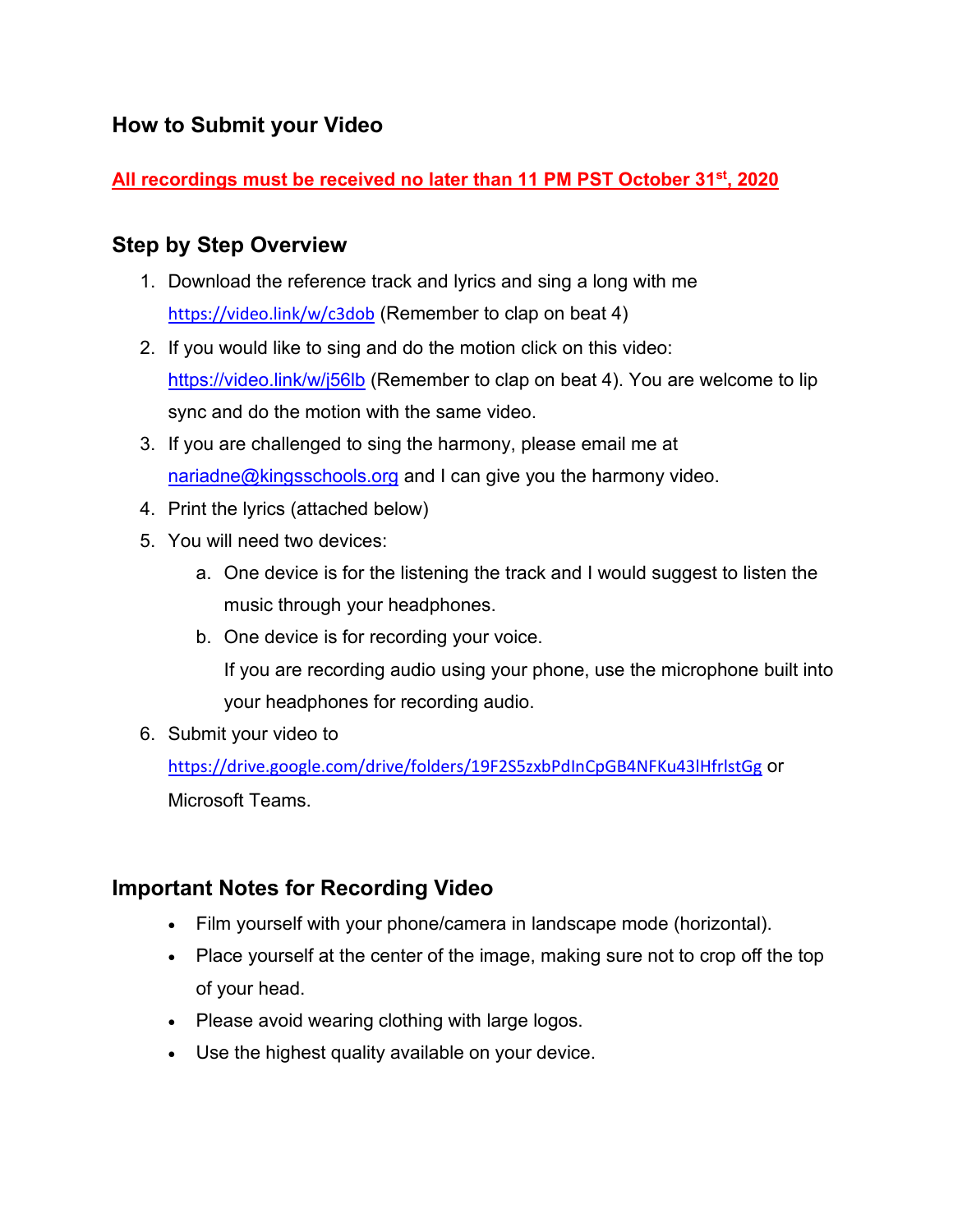## How to Submit your Video

**All recordings must be received no later than 11 PM PST October 31st, 2020**

### Step by Step Overview

1. Download the reference track and lyrics and sing a long with me https://video.link/w/c3dob (Remember to clap on beat 4)
2. If you would like to sing and do the motion click on this video: https://video.link/w/j56lb (Remember to clap on beat 4). You are welcome to lip sync and do the motion with the same video.
3. If you are challenged to sing the harmony, please email me at nariadne@kingsschools.org and I can give you the harmony video.
4. Print the lyrics (attached below)
5. You will need two devices:
   a. One device is for the listening the track and I would suggest to listen the music through your headphones.
   b. One device is for recording your voice.
   If you are recording audio using your phone, use the microphone built into your headphones for recording audio.
6. Submit your video to https://drive.google.com/drive/folders/19F2S5zxbPdInCpGB4NFKu43lHfrlstGg or Microsoft Teams.

### Important Notes for Recording Video

- Film yourself with your phone/camera in landscape mode (horizontal).
- Place yourself at the center of the image, making sure not to crop off the top of your head.
- Please avoid wearing clothing with large logos.
- Use the highest quality available on your device.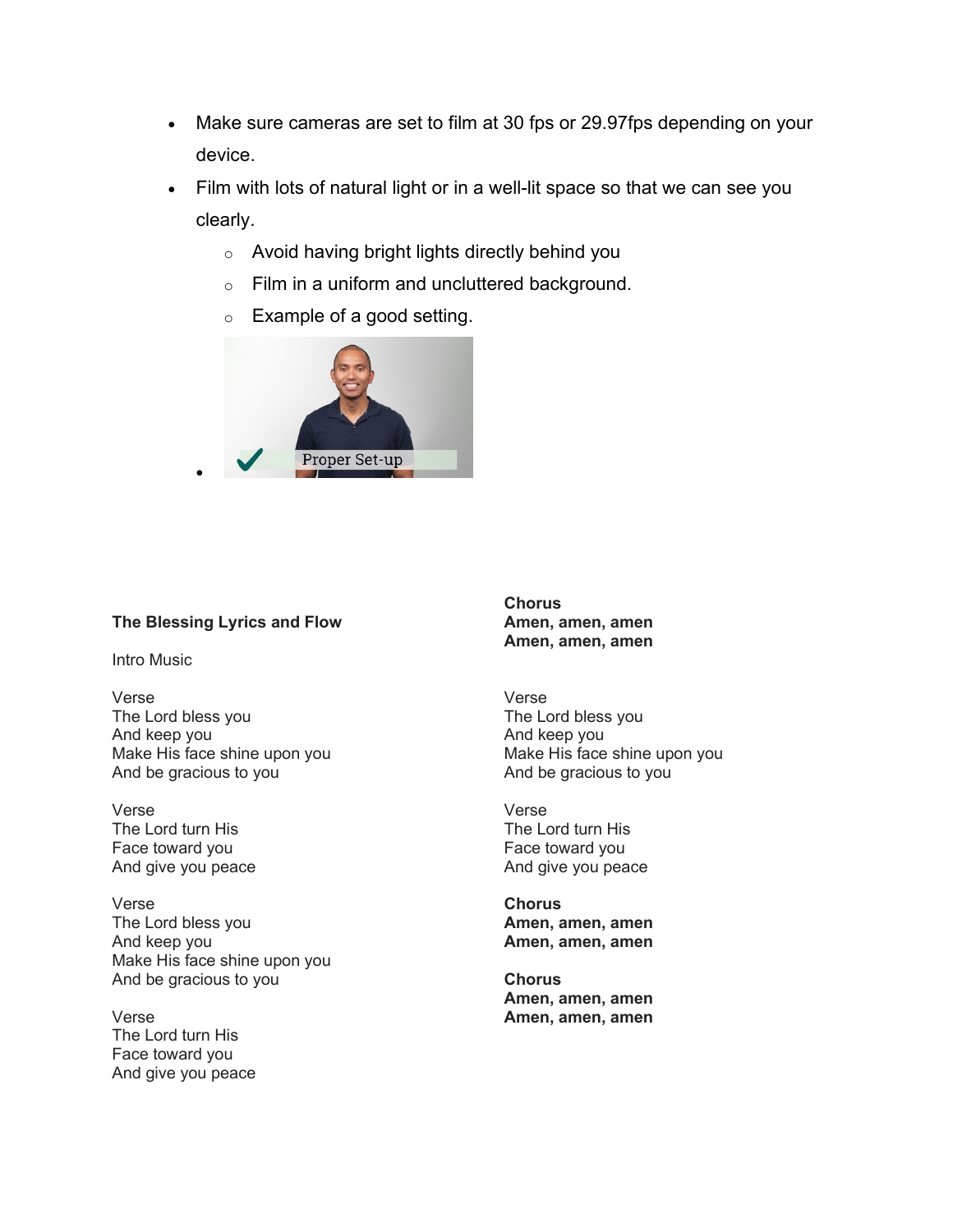- Make sure cameras are set to film at 30 fps or 29.97fps depending on your device.
- Film with lots of natural light or in a well-lit space so that we can see you clearly.
  - Avoid having bright lights directly behind you
  - Film in a uniform and uncluttered background.
  - Example of a good setting.

**The Blessing Lyrics and Flow**

Intro Music

Verse
The Lord bless you
And keep you
Make His face shine upon you
And be gracious to you

Verse
The Lord turn His
Face toward you
And give you peace

Verse
The Lord bless you
And keep you
Make His face shine upon you
And be gracious to you

Verse
The Lord turn His
Face toward you
And give you peace

**Chorus**
**Amen, amen, amen**
**Amen, amen, amen**

Verse
The Lord bless you
And keep you
Make His face shine upon you
And be gracious to you

Verse
The Lord turn His
Face toward you
And give you peace

**Chorus**
**Amen, amen, amen**
**Amen, amen, amen**

**Chorus**
**Amen, amen, amen**
**Amen, amen, amen**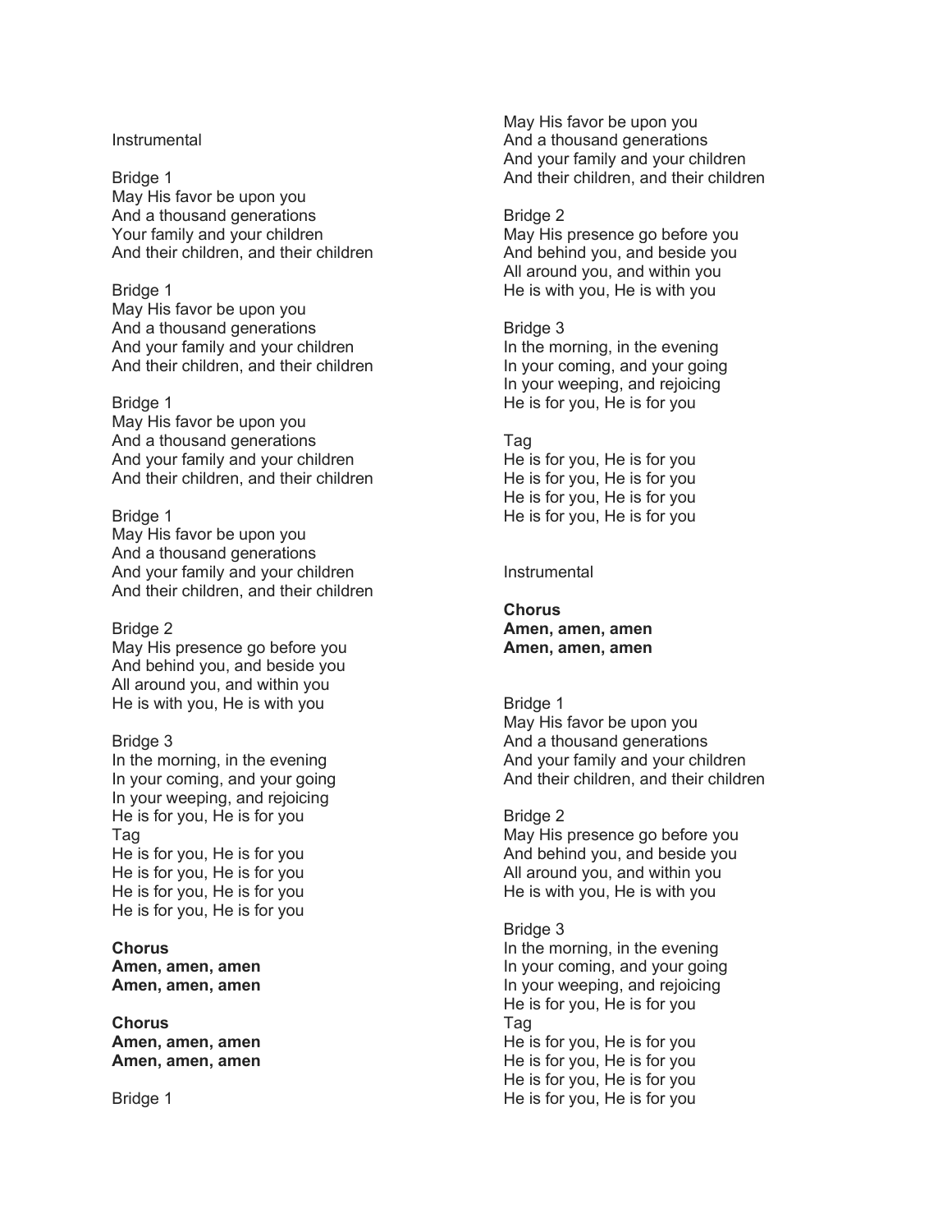Instrumental

Bridge 1
May His favor be upon you
And a thousand generations
Your family and your children
And their children, and their children

Bridge 1
May His favor be upon you
And a thousand generations
And your family and your children
And their children, and their children

Bridge 1
May His favor be upon you
And a thousand generations
And your family and your children
And their children, and their children

Bridge 1
May His favor be upon you
And a thousand generations
And your family and your children
And their children, and their children

Bridge 2
May His presence go before you
And behind you, and beside you
All around you, and within you
He is with you, He is with you

Bridge 3
In the morning, in the evening
In your coming, and your going
In your weeping, and rejoicing
He is for you, He is for you
Tag
He is for you, He is for you
He is for you, He is for you
He is for you, He is for you
He is for you, He is for you

**Chorus**
**Amen, amen, amen**
**Amen, amen, amen**

**Chorus**
**Amen, amen, amen**
**Amen, amen, amen**

Bridge 1
May His favor be upon you
And a thousand generations
And your family and your children
And their children, and their children

Bridge 2
May His presence go before you
And behind you, and beside you
All around you, and within you
He is with you, He is with you

Bridge 3
In the morning, in the evening
In your coming, and your going
In your weeping, and rejoicing
He is for you, He is for you

Tag
He is for you, He is for you
He is for you, He is for you
He is for you, He is for you
He is for you, He is for you

Instrumental

**Chorus**
**Amen, amen, amen**
**Amen, amen, amen**

Bridge 1
May His favor be upon you
And a thousand generations
And your family and your children
And their children, and their children

Bridge 2
May His presence go before you
And behind you, and beside you
All around you, and within you
He is with you, He is with you

Bridge 3
In the morning, in the evening
In your coming, and your going
In your weeping, and rejoicing
He is for you, He is for you
Tag
He is for you, He is for you
He is for you, He is for you
He is for you, He is for you
He is for you, He is for you